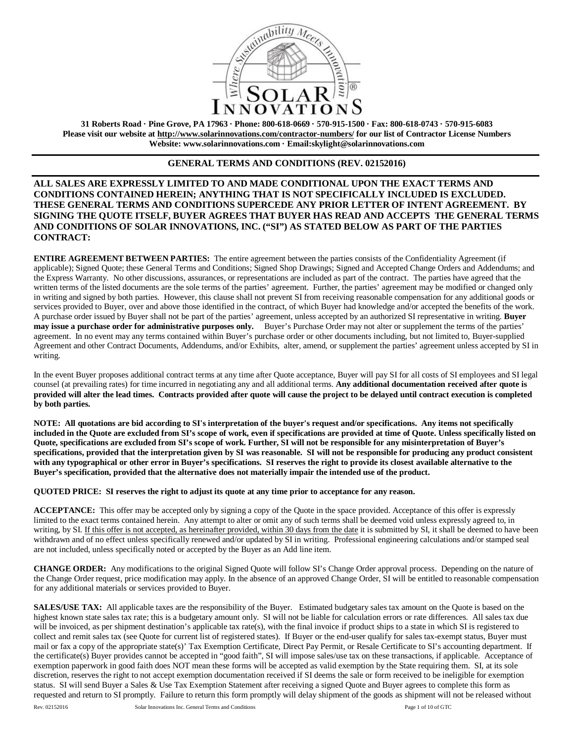31 Roberts Road · Pine Grove, PA 17963 · Phone: 800-618-0669 · 570-915-1500 · Fax: 800-618-0743 · 570-915-6083
Please visit our website at http://www.solarinnovations.com/contractor-numbers/ for our list of Contractor License Numbers
Website: www.solarinnovations.com · Email:skylight@solarinnovations.com

## GENERAL TERMS AND CONDITIONS (REV. 02152016)

**ALL SALES ARE EXPRESSLY LIMITED TO AND MADE CONDITIONAL UPON THE EXACT TERMS AND CONDITIONS CONTAINED HEREIN; ANYTHING THAT IS NOT SPECIFICALLY INCLUDED IS EXCLUDED. THESE GENERAL TERMS AND CONDITIONS SUPERCEDE ANY PRIOR LETTER OF INTENT AGREEMENT. BY SIGNING THE QUOTE ITSELF, BUYER AGREES THAT BUYER HAS READ AND ACCEPTS THE GENERAL TERMS AND CONDITIONS OF SOLAR INNOVATIONS, INC. ("SI") AS STATED BELOW AS PART OF THE PARTIES CONTRACT:**

**ENTIRE AGREEMENT BETWEEN PARTIES:** The entire agreement between the parties consists of the Confidentiality Agreement (if applicable); Signed Quote; these General Terms and Conditions; Signed Shop Drawings; Signed and Accepted Change Orders and Addendums; and the Express Warranty. No other discussions, assurances, or representations are included as part of the contract. The parties have agreed that the written terms of the listed documents are the sole terms of the parties' agreement. Further, the parties' agreement may be modified or changed only in writing and signed by both parties. However, this clause shall not prevent SI from receiving reasonable compensation for any additional goods or services provided to Buyer, over and above those identified in the contract, of which Buyer had knowledge and/or accepted the benefits of the work. A purchase order issued by Buyer shall not be part of the parties' agreement, unless accepted by an authorized SI representative in writing. **Buyer may issue a purchase order for administrative purposes only.** Buyer's Purchase Order may not alter or supplement the terms of the parties' agreement. In no event may any terms contained within Buyer's purchase order or other documents including, but not limited to, Buyer-supplied Agreement and other Contract Documents, Addendums, and/or Exhibits, alter, amend, or supplement the parties' agreement unless accepted by SI in writing.

In the event Buyer proposes additional contract terms at any time after Quote acceptance, Buyer will pay SI for all costs of SI employees and SI legal counsel (at prevailing rates) for time incurred in negotiating any and all additional terms. **Any additional documentation received after quote is provided will alter the lead times. Contracts provided after quote will cause the project to be delayed until contract execution is completed by both parties.**

**NOTE: All quotations are bid according to SI's interpretation of the buyer's request and/or specifications. Any items not specifically included in the Quote are excluded from SI's scope of work, even if specifications are provided at time of Quote. Unless specifically listed on Quote, specifications are excluded from SI's scope of work. Further, SI will not be responsible for any misinterpretation of Buyer's specifications, provided that the interpretation given by SI was reasonable. SI will not be responsible for producing any product consistent with any typographical or other error in Buyer's specifications. SI reserves the right to provide its closest available alternative to the Buyer's specification, provided that the alternative does not materially impair the intended use of the product.**

**QUOTED PRICE: SI reserves the right to adjust its quote at any time prior to acceptance for any reason.**

**ACCEPTANCE:** This offer may be accepted only by signing a copy of the Quote in the space provided. Acceptance of this offer is expressly limited to the exact terms contained herein. Any attempt to alter or omit any of such terms shall be deemed void unless expressly agreed to, in writing, by SI. If this offer is not accepted, as hereinafter provided, within 30 days from the date it is submitted by SI, it shall be deemed to have been withdrawn and of no effect unless specifically renewed and/or updated by SI in writing. Professional engineering calculations and/or stamped seal are not included, unless specifically noted or accepted by the Buyer as an Add line item.

**CHANGE ORDER:** Any modifications to the original Signed Quote will follow SI's Change Order approval process. Depending on the nature of the Change Order request, price modification may apply. In the absence of an approved Change Order, SI will be entitled to reasonable compensation for any additional materials or services provided to Buyer.

**SALES/USE TAX:** All applicable taxes are the responsibility of the Buyer. Estimated budgetary sales tax amount on the Quote is based on the highest known state sales tax rate; this is a budgetary amount only. SI will not be liable for calculation errors or rate differences. All sales tax due will be invoiced, as per shipment destination's applicable tax rate(s), with the final invoice if product ships to a state in which SI is registered to collect and remit sales tax (see Quote for current list of registered states). If Buyer or the end-user qualify for sales tax-exempt status, Buyer must mail or fax a copy of the appropriate state(s)' Tax Exemption Certificate, Direct Pay Permit, or Resale Certificate to SI's accounting department. If the certificate(s) Buyer provides cannot be accepted in "good faith", SI will impose sales/use tax on these transactions, if applicable. Acceptance of exemption paperwork in good faith does NOT mean these forms will be accepted as valid exemption by the State requiring them. SI, at its sole discretion, reserves the right to not accept exemption documentation received if SI deems the sale or form received to be ineligible for exemption status. SI will send Buyer a Sales & Use Tax Exemption Statement after receiving a signed Quote and Buyer agrees to complete this form as requested and return to SI promptly. Failure to return this form promptly will delay shipment of the goods as shipment will not be released without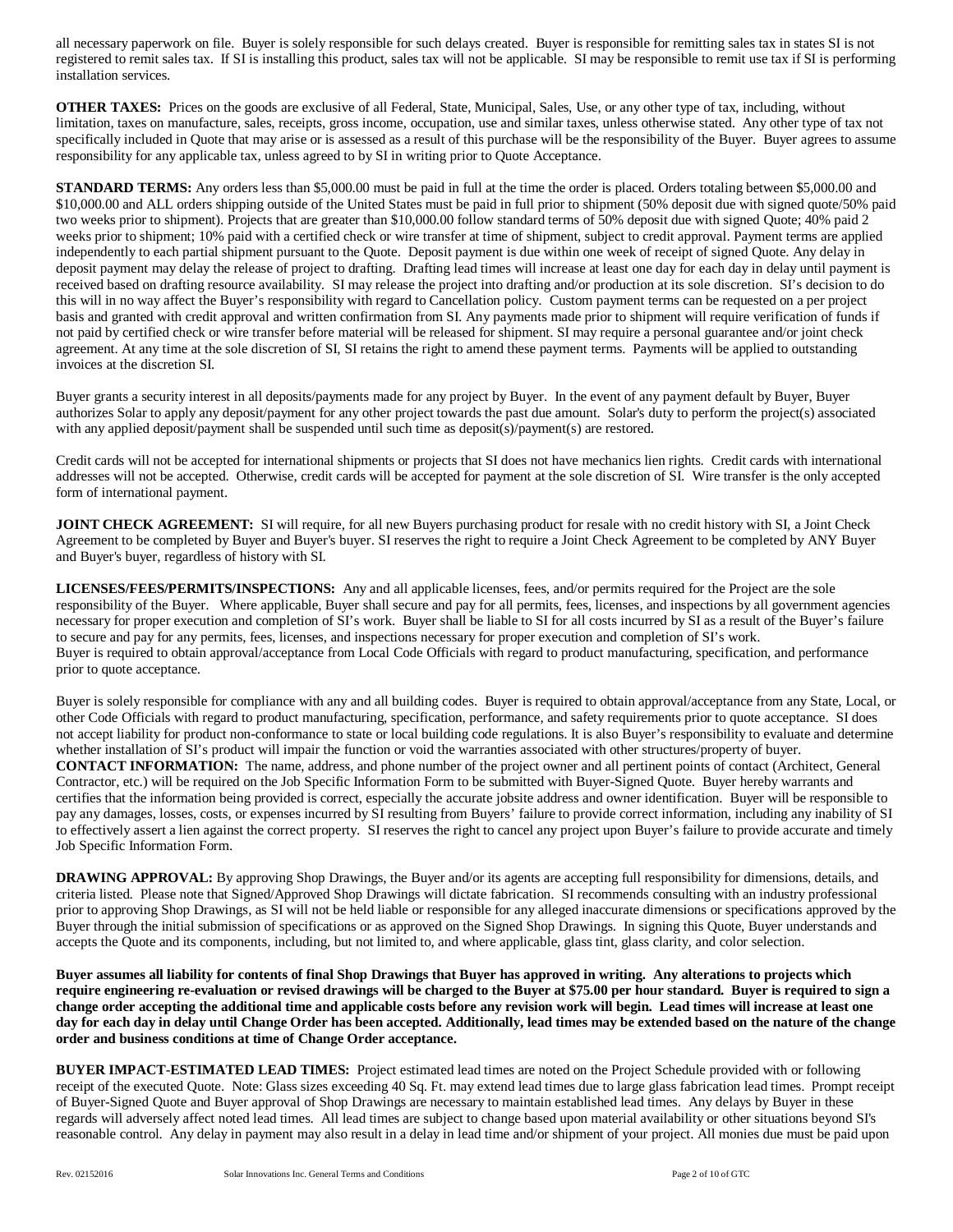all necessary paperwork on file. Buyer is solely responsible for such delays created. Buyer is responsible for remitting sales tax in states SI is not registered to remit sales tax. If SI is installing this product, sales tax will not be applicable. SI may be responsible to remit use tax if SI is performing installation services.

**OTHER TAXES:** Prices on the goods are exclusive of all Federal, State, Municipal, Sales, Use, or any other type of tax, including, without limitation, taxes on manufacture, sales, receipts, gross income, occupation, use and similar taxes, unless otherwise stated. Any other type of tax not specifically included in Quote that may arise or is assessed as a result of this purchase will be the responsibility of the Buyer. Buyer agrees to assume responsibility for any applicable tax, unless agreed to by SI in writing prior to Quote Acceptance.

**STANDARD TERMS:** Any orders less than $5,000.00 must be paid in full at the time the order is placed. Orders totaling between $5,000.00 and $10,000.00 and ALL orders shipping outside of the United States must be paid in full prior to shipment (50% deposit due with signed quote/50% paid two weeks prior to shipment). Projects that are greater than $10,000.00 follow standard terms of 50% deposit due with signed Quote; 40% paid 2 weeks prior to shipment; 10% paid with a certified check or wire transfer at time of shipment, subject to credit approval. Payment terms are applied independently to each partial shipment pursuant to the Quote. Deposit payment is due within one week of receipt of signed Quote. Any delay in deposit payment may delay the release of project to drafting. Drafting lead times will increase at least one day for each day in delay until payment is received based on drafting resource availability. SI may release the project into drafting and/or production at its sole discretion. SI's decision to do this will in no way affect the Buyer's responsibility with regard to Cancellation policy. Custom payment terms can be requested on a per project basis and granted with credit approval and written confirmation from SI. Any payments made prior to shipment will require verification of funds if not paid by certified check or wire transfer before material will be released for shipment. SI may require a personal guarantee and/or joint check agreement. At any time at the sole discretion of SI, SI retains the right to amend these payment terms. Payments will be applied to outstanding invoices at the discretion SI.

Buyer grants a security interest in all deposits/payments made for any project by Buyer. In the event of any payment default by Buyer, Buyer authorizes Solar to apply any deposit/payment for any other project towards the past due amount. Solar's duty to perform the project(s) associated with any applied deposit/payment shall be suspended until such time as deposit(s)/payment(s) are restored.

Credit cards will not be accepted for international shipments or projects that SI does not have mechanics lien rights. Credit cards with international addresses will not be accepted. Otherwise, credit cards will be accepted for payment at the sole discretion of SI. Wire transfer is the only accepted form of international payment.

**JOINT CHECK AGREEMENT:** SI will require, for all new Buyers purchasing product for resale with no credit history with SI, a Joint Check Agreement to be completed by Buyer and Buyer's buyer. SI reserves the right to require a Joint Check Agreement to be completed by ANY Buyer and Buyer's buyer, regardless of history with SI.

**LICENSES/FEES/PERMITS/INSPECTIONS:** Any and all applicable licenses, fees, and/or permits required for the Project are the sole responsibility of the Buyer. Where applicable, Buyer shall secure and pay for all permits, fees, licenses, and inspections by all government agencies necessary for proper execution and completion of SI's work. Buyer shall be liable to SI for all costs incurred by SI as a result of the Buyer's failure to secure and pay for any permits, fees, licenses, and inspections necessary for proper execution and completion of SI's work.
Buyer is required to obtain approval/acceptance from Local Code Officials with regard to product manufacturing, specification, and performance prior to quote acceptance.

Buyer is solely responsible for compliance with any and all building codes. Buyer is required to obtain approval/acceptance from any State, Local, or other Code Officials with regard to product manufacturing, specification, performance, and safety requirements prior to quote acceptance. SI does not accept liability for product non-conformance to state or local building code regulations. It is also Buyer's responsibility to evaluate and determine whether installation of SI's product will impair the function or void the warranties associated with other structures/property of buyer.

**CONTACT INFORMATION:** The name, address, and phone number of the project owner and all pertinent points of contact (Architect, General Contractor, etc.) will be required on the Job Specific Information Form to be submitted with Buyer-Signed Quote. Buyer hereby warrants and certifies that the information being provided is correct, especially the accurate jobsite address and owner identification. Buyer will be responsible to pay any damages, losses, costs, or expenses incurred by SI resulting from Buyers' failure to provide correct information, including any inability of SI to effectively assert a lien against the correct property. SI reserves the right to cancel any project upon Buyer's failure to provide accurate and timely Job Specific Information Form.

**DRAWING APPROVAL:** By approving Shop Drawings, the Buyer and/or its agents are accepting full responsibility for dimensions, details, and criteria listed. Please note that Signed/Approved Shop Drawings will dictate fabrication. SI recommends consulting with an industry professional prior to approving Shop Drawings, as SI will not be held liable or responsible for any alleged inaccurate dimensions or specifications approved by the Buyer through the initial submission of specifications or as approved on the Signed Shop Drawings. In signing this Quote, Buyer understands and accepts the Quote and its components, including, but not limited to, and where applicable, glass tint, glass clarity, and color selection.

**Buyer assumes all liability for contents of final Shop Drawings that Buyer has approved in writing. Any alterations to projects which require engineering re-evaluation or revised drawings will be charged to the Buyer at $75.00 per hour standard. Buyer is required to sign a change order accepting the additional time and applicable costs before any revision work will begin. Lead times will increase at least one day for each day in delay until Change Order has been accepted. Additionally, lead times may be extended based on the nature of the change order and business conditions at time of Change Order acceptance.**

**BUYER IMPACT-ESTIMATED LEAD TIMES:** Project estimated lead times are noted on the Project Schedule provided with or following receipt of the executed Quote. Note: Glass sizes exceeding 40 Sq. Ft. may extend lead times due to large glass fabrication lead times. Prompt receipt of Buyer-Signed Quote and Buyer approval of Shop Drawings are necessary to maintain established lead times. Any delays by Buyer in these regards will adversely affect noted lead times. All lead times are subject to change based upon material availability or other situations beyond SI's reasonable control. Any delay in payment may also result in a delay in lead time and/or shipment of your project. All monies due must be paid upon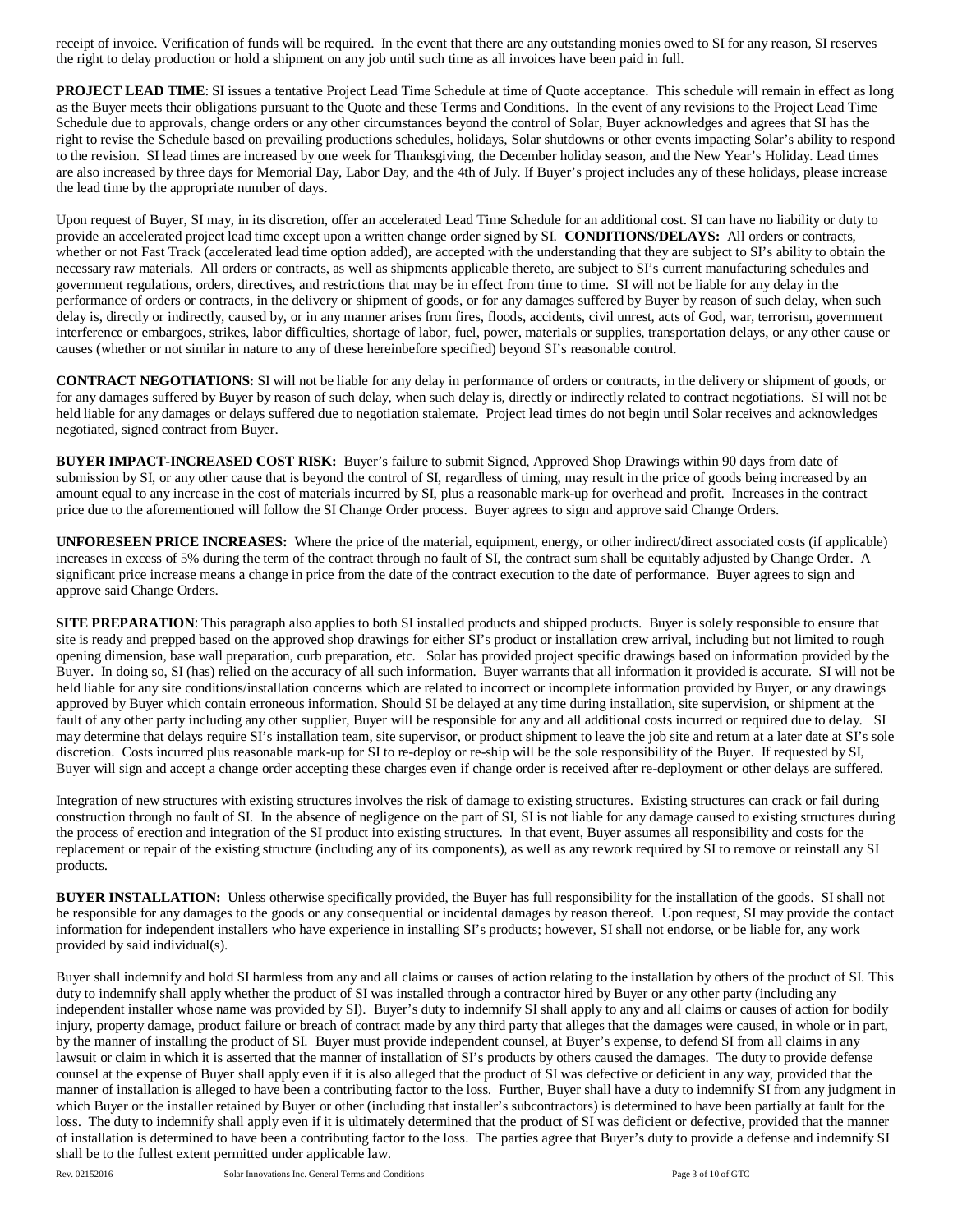receipt of invoice. Verification of funds will be required. In the event that there are any outstanding monies owed to SI for any reason, SI reserves the right to delay production or hold a shipment on any job until such time as all invoices have been paid in full.

**PROJECT LEAD TIME**: SI issues a tentative Project Lead Time Schedule at time of Quote acceptance. This schedule will remain in effect as long as the Buyer meets their obligations pursuant to the Quote and these Terms and Conditions. In the event of any revisions to the Project Lead Time Schedule due to approvals, change orders or any other circumstances beyond the control of Solar, Buyer acknowledges and agrees that SI has the right to revise the Schedule based on prevailing productions schedules, holidays, Solar shutdowns or other events impacting Solar's ability to respond to the revision. SI lead times are increased by one week for Thanksgiving, the December holiday season, and the New Year's Holiday. Lead times are also increased by three days for Memorial Day, Labor Day, and the 4th of July. If Buyer's project includes any of these holidays, please increase the lead time by the appropriate number of days.

Upon request of Buyer, SI may, in its discretion, offer an accelerated Lead Time Schedule for an additional cost. SI can have no liability or duty to provide an accelerated project lead time except upon a written change order signed by SI. **CONDITIONS/DELAYS:** All orders or contracts, whether or not Fast Track (accelerated lead time option added), are accepted with the understanding that they are subject to SI's ability to obtain the necessary raw materials. All orders or contracts, as well as shipments applicable thereto, are subject to SI's current manufacturing schedules and government regulations, orders, directives, and restrictions that may be in effect from time to time. SI will not be liable for any delay in the performance of orders or contracts, in the delivery or shipment of goods, or for any damages suffered by Buyer by reason of such delay, when such delay is, directly or indirectly, caused by, or in any manner arises from fires, floods, accidents, civil unrest, acts of God, war, terrorism, government interference or embargoes, strikes, labor difficulties, shortage of labor, fuel, power, materials or supplies, transportation delays, or any other cause or causes (whether or not similar in nature to any of these hereinbefore specified) beyond SI's reasonable control.

**CONTRACT NEGOTIATIONS:** SI will not be liable for any delay in performance of orders or contracts, in the delivery or shipment of goods, or for any damages suffered by Buyer by reason of such delay, when such delay is, directly or indirectly related to contract negotiations. SI will not be held liable for any damages or delays suffered due to negotiation stalemate. Project lead times do not begin until Solar receives and acknowledges negotiated, signed contract from Buyer.

**BUYER IMPACT-INCREASED COST RISK:** Buyer's failure to submit Signed, Approved Shop Drawings within 90 days from date of submission by SI, or any other cause that is beyond the control of SI, regardless of timing, may result in the price of goods being increased by an amount equal to any increase in the cost of materials incurred by SI, plus a reasonable mark-up for overhead and profit. Increases in the contract price due to the aforementioned will follow the SI Change Order process. Buyer agrees to sign and approve said Change Orders.

**UNFORESEEN PRICE INCREASES:** Where the price of the material, equipment, energy, or other indirect/direct associated costs (if applicable) increases in excess of 5% during the term of the contract through no fault of SI, the contract sum shall be equitably adjusted by Change Order. A significant price increase means a change in price from the date of the contract execution to the date of performance. Buyer agrees to sign and approve said Change Orders.

**SITE PREPARATION**: This paragraph also applies to both SI installed products and shipped products. Buyer is solely responsible to ensure that site is ready and prepped based on the approved shop drawings for either SI's product or installation crew arrival, including but not limited to rough opening dimension, base wall preparation, curb preparation, etc. Solar has provided project specific drawings based on information provided by the Buyer. In doing so, SI (has) relied on the accuracy of all such information. Buyer warrants that all information it provided is accurate. SI will not be held liable for any site conditions/installation concerns which are related to incorrect or incomplete information provided by Buyer, or any drawings approved by Buyer which contain erroneous information. Should SI be delayed at any time during installation, site supervision, or shipment at the fault of any other party including any other supplier, Buyer will be responsible for any and all additional costs incurred or required due to delay. SI may determine that delays require SI's installation team, site supervisor, or product shipment to leave the job site and return at a later date at SI's sole discretion. Costs incurred plus reasonable mark-up for SI to re-deploy or re-ship will be the sole responsibility of the Buyer. If requested by SI, Buyer will sign and accept a change order accepting these charges even if change order is received after re-deployment or other delays are suffered.

Integration of new structures with existing structures involves the risk of damage to existing structures. Existing structures can crack or fail during construction through no fault of SI. In the absence of negligence on the part of SI, SI is not liable for any damage caused to existing structures during the process of erection and integration of the SI product into existing structures. In that event, Buyer assumes all responsibility and costs for the replacement or repair of the existing structure (including any of its components), as well as any rework required by SI to remove or reinstall any SI products.

**BUYER INSTALLATION:** Unless otherwise specifically provided, the Buyer has full responsibility for the installation of the goods. SI shall not be responsible for any damages to the goods or any consequential or incidental damages by reason thereof. Upon request, SI may provide the contact information for independent installers who have experience in installing SI's products; however, SI shall not endorse, or be liable for, any work provided by said individual(s).

Buyer shall indemnify and hold SI harmless from any and all claims or causes of action relating to the installation by others of the product of SI. This duty to indemnify shall apply whether the product of SI was installed through a contractor hired by Buyer or any other party (including any independent installer whose name was provided by SI). Buyer's duty to indemnify SI shall apply to any and all claims or causes of action for bodily injury, property damage, product failure or breach of contract made by any third party that alleges that the damages were caused, in whole or in part, by the manner of installing the product of SI. Buyer must provide independent counsel, at Buyer's expense, to defend SI from all claims in any lawsuit or claim in which it is asserted that the manner of installation of SI's products by others caused the damages. The duty to provide defense counsel at the expense of Buyer shall apply even if it is also alleged that the product of SI was defective or deficient in any way, provided that the manner of installation is alleged to have been a contributing factor to the loss. Further, Buyer shall have a duty to indemnify SI from any judgment in which Buyer or the installer retained by Buyer or other (including that installer's subcontractors) is determined to have been partially at fault for the loss. The duty to indemnify shall apply even if it is ultimately determined that the product of SI was deficient or defective, provided that the manner of installation is determined to have been a contributing factor to the loss. The parties agree that Buyer's duty to provide a defense and indemnify SI shall be to the fullest extent permitted under applicable law.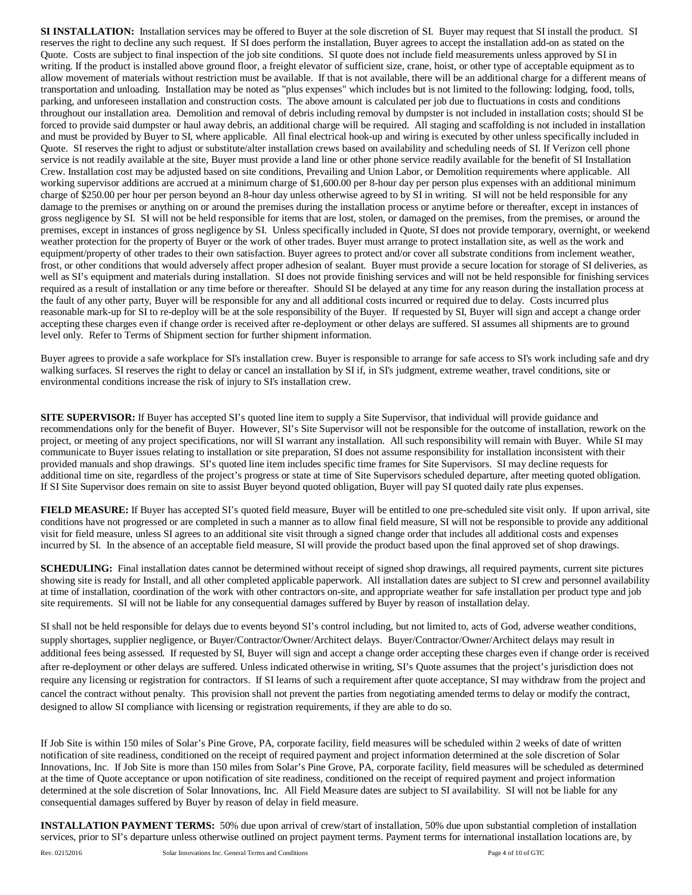**SI INSTALLATION:** Installation services may be offered to Buyer at the sole discretion of SI. Buyer may request that SI install the product. SI reserves the right to decline any such request. If SI does perform the installation, Buyer agrees to accept the installation add-on as stated on the Quote. Costs are subject to final inspection of the job site conditions. SI quote does not include field measurements unless approved by SI in writing. If the product is installed above ground floor, a freight elevator of sufficient size, crane, hoist, or other type of acceptable equipment as to allow movement of materials without restriction must be available. If that is not available, there will be an additional charge for a different means of transportation and unloading. Installation may be noted as "plus expenses" which includes but is not limited to the following: lodging, food, tolls, parking, and unforeseen installation and construction costs. The above amount is calculated per job due to fluctuations in costs and conditions throughout our installation area. Demolition and removal of debris including removal by dumpster is not included in installation costs; should SI be forced to provide said dumpster or haul away debris, an additional charge will be required. All staging and scaffolding is not included in installation and must be provided by Buyer to SI, where applicable. All final electrical hook-up and wiring is executed by other unless specifically included in Quote. SI reserves the right to adjust or substitute/alter installation crews based on availability and scheduling needs of SI. If Verizon cell phone service is not readily available at the site, Buyer must provide a land line or other phone service readily available for the benefit of SI Installation Crew. Installation cost may be adjusted based on site conditions, Prevailing and Union Labor, or Demolition requirements where applicable. All working supervisor additions are accrued at a minimum charge of $1,600.00 per 8-hour day per person plus expenses with an additional minimum charge of $250.00 per hour per person beyond an 8-hour day unless otherwise agreed to by SI in writing. SI will not be held responsible for any damage to the premises or anything on or around the premises during the installation process or anytime before or thereafter, except in instances of gross negligence by SI. SI will not be held responsible for items that are lost, stolen, or damaged on the premises, from the premises, or around the premises, except in instances of gross negligence by SI. Unless specifically included in Quote, SI does not provide temporary, overnight, or weekend weather protection for the property of Buyer or the work of other trades. Buyer must arrange to protect installation site, as well as the work and equipment/property of other trades to their own satisfaction. Buyer agrees to protect and/or cover all substrate conditions from inclement weather, frost, or other conditions that would adversely affect proper adhesion of sealant. Buyer must provide a secure location for storage of SI deliveries, as well as SI's equipment and materials during installation. SI does not provide finishing services and will not be held responsible for finishing services required as a result of installation or any time before or thereafter. Should SI be delayed at any time for any reason during the installation process at the fault of any other party, Buyer will be responsible for any and all additional costs incurred or required due to delay. Costs incurred plus reasonable mark-up for SI to re-deploy will be at the sole responsibility of the Buyer. If requested by SI, Buyer will sign and accept a change order accepting these charges even if change order is received after re-deployment or other delays are suffered. SI assumes all shipments are to ground level only. Refer to Terms of Shipment section for further shipment information.

Buyer agrees to provide a safe workplace for SI's installation crew. Buyer is responsible to arrange for safe access to SI's work including safe and dry walking surfaces. SI reserves the right to delay or cancel an installation by SI if, in SI's judgment, extreme weather, travel conditions, site or environmental conditions increase the risk of injury to SI's installation crew.

**SITE SUPERVISOR:** If Buyer has accepted SI's quoted line item to supply a Site Supervisor, that individual will provide guidance and recommendations only for the benefit of Buyer. However, SI's Site Supervisor will not be responsible for the outcome of installation, rework on the project, or meeting of any project specifications, nor will SI warrant any installation. All such responsibility will remain with Buyer. While SI may communicate to Buyer issues relating to installation or site preparation, SI does not assume responsibility for installation inconsistent with their provided manuals and shop drawings. SI's quoted line item includes specific time frames for Site Supervisors. SI may decline requests for additional time on site, regardless of the project's progress or state at time of Site Supervisors scheduled departure, after meeting quoted obligation. If SI Site Supervisor does remain on site to assist Buyer beyond quoted obligation, Buyer will pay SI quoted daily rate plus expenses.

**FIELD MEASURE:** If Buyer has accepted SI's quoted field measure, Buyer will be entitled to one pre-scheduled site visit only. If upon arrival, site conditions have not progressed or are completed in such a manner as to allow final field measure, SI will not be responsible to provide any additional visit for field measure, unless SI agrees to an additional site visit through a signed change order that includes all additional costs and expenses incurred by SI. In the absence of an acceptable field measure, SI will provide the product based upon the final approved set of shop drawings.

**SCHEDULING:** Final installation dates cannot be determined without receipt of signed shop drawings, all required payments, current site pictures showing site is ready for Install, and all other completed applicable paperwork. All installation dates are subject to SI crew and personnel availability at time of installation, coordination of the work with other contractors on-site, and appropriate weather for safe installation per product type and job site requirements. SI will not be liable for any consequential damages suffered by Buyer by reason of installation delay.

SI shall not be held responsible for delays due to events beyond SI's control including, but not limited to, acts of God, adverse weather conditions, supply shortages, supplier negligence, or Buyer/Contractor/Owner/Architect delays. Buyer/Contractor/Owner/Architect delays may result in additional fees being assessed. If requested by SI, Buyer will sign and accept a change order accepting these charges even if change order is received after re-deployment or other delays are suffered. Unless indicated otherwise in writing, SI's Quote assumes that the project's jurisdiction does not require any licensing or registration for contractors. If SI learns of such a requirement after quote acceptance, SI may withdraw from the project and cancel the contract without penalty. This provision shall not prevent the parties from negotiating amended terms to delay or modify the contract, designed to allow SI compliance with licensing or registration requirements, if they are able to do so.

If Job Site is within 150 miles of Solar's Pine Grove, PA, corporate facility, field measures will be scheduled within 2 weeks of date of written notification of site readiness, conditioned on the receipt of required payment and project information determined at the sole discretion of Solar Innovations, Inc. If Job Site is more than 150 miles from Solar's Pine Grove, PA, corporate facility, field measures will be scheduled as determined at the time of Quote acceptance or upon notification of site readiness, conditioned on the receipt of required payment and project information determined at the sole discretion of Solar Innovations, Inc. All Field Measure dates are subject to SI availability. SI will not be liable for any consequential damages suffered by Buyer by reason of delay in field measure.

**INSTALLATION PAYMENT TERMS:** 50% due upon arrival of crew/start of installation, 50% due upon substantial completion of installation services, prior to SI's departure unless otherwise outlined on project payment terms. Payment terms for international installation locations are, by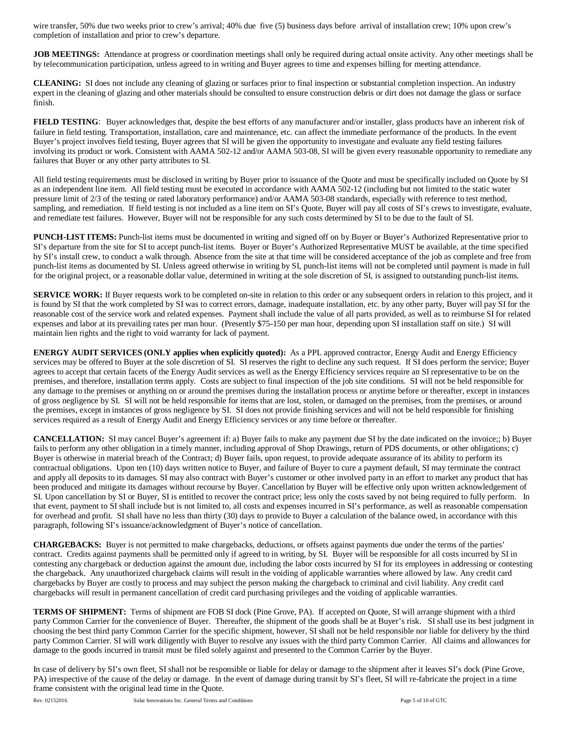wire transfer, 50% due two weeks prior to crew's arrival; 40% due five (5) business days before arrival of installation crew; 10% upon crew's completion of installation and prior to crew's departure.

**JOB MEETINGS:** Attendance at progress or coordination meetings shall only be required during actual onsite activity. Any other meetings shall be by telecommunication participation, unless agreed to in writing and Buyer agrees to time and expenses billing for meeting attendance.

**CLEANING:** SI does not include any cleaning of glazing or surfaces prior to final inspection or substantial completion inspection. An industry expert in the cleaning of glazing and other materials should be consulted to ensure construction debris or dirt does not damage the glass or surface finish.

**FIELD TESTING**: Buyer acknowledges that, despite the best efforts of any manufacturer and/or installer, glass products have an inherent risk of failure in field testing. Transportation, installation, care and maintenance, etc. can affect the immediate performance of the products. In the event Buyer's project involves field testing, Buyer agrees that SI will be given the opportunity to investigate and evaluate any field testing failures involving its product or work. Consistent with AAMA 502-12 and/or AAMA 503-08, SI will be given every reasonable opportunity to remediate any failures that Buyer or any other party attributes to SI.

All field testing requirements must be disclosed in writing by Buyer prior to issuance of the Quote and must be specifically included on Quote by SI as an independent line item. All field testing must be executed in accordance with AAMA 502-12 (including but not limited to the static water pressure limit of 2/3 of the testing or rated laboratory performance) and/or AAMA 503-08 standards, especially with reference to test method, sampling, and remediation. If field testing is not included as a line item on SI's Quote, Buyer will pay all costs of SI's crews to investigate, evaluate, and remediate test failures. However, Buyer will not be responsible for any such costs determined by SI to be due to the fault of SI.

**PUNCH-LIST ITEMS:** Punch-list items must be documented in writing and signed off on by Buyer or Buyer's Authorized Representative prior to SI's departure from the site for SI to accept punch-list items. Buyer or Buyer's Authorized Representative MUST be available, at the time specified by SI's install crew, to conduct a walk through. Absence from the site at that time will be considered acceptance of the job as complete and free from punch-list items as documented by SI. Unless agreed otherwise in writing by SI, punch-list items will not be completed until payment is made in full for the original project, or a reasonable dollar value, determined in writing at the sole discretion of SI, is assigned to outstanding punch-list items.

**SERVICE WORK:** If Buyer requests work to be completed on-site in relation to this order or any subsequent orders in relation to this project, and it is found by SI that the work completed by SI was to correct errors, damage, inadequate installation, etc. by any other party, Buyer will pay SI for the reasonable cost of the service work and related expenses. Payment shall include the value of all parts provided, as well as to reimburse SI for related expenses and labor at its prevailing rates per man hour. (Presently $75-150 per man hour, depending upon SI installation staff on site.) SI will maintain lien rights and the right to void warranty for lack of payment.

**ENERGY AUDIT SERVICES (ONLY applies when explicitly quoted):** As a PPL approved contractor, Energy Audit and Energy Efficiency services may be offered to Buyer at the sole discretion of SI. SI reserves the right to decline any such request. If SI does perform the service; Buyer agrees to accept that certain facets of the Energy Audit services as well as the Energy Efficiency services require an SI representative to be on the premises, and therefore, installation terms apply. Costs are subject to final inspection of the job site conditions. SI will not be held responsible for any damage to the premises or anything on or around the premises during the installation process or anytime before or thereafter, except in instances of gross negligence by SI. SI will not be held responsible for items that are lost, stolen, or damaged on the premises, from the premises, or around the premises, except in instances of gross negligence by SI. SI does not provide finishing services and will not be held responsible for finishing services required as a result of Energy Audit and Energy Efficiency services or any time before or thereafter.

**CANCELLATION:** SI may cancel Buyer's agreement if: a) Buyer fails to make any payment due SI by the date indicated on the invoice;; b) Buyer fails to perform any other obligation in a timely manner, including approval of Shop Drawings, return of PDS documents, or other obligations; c) Buyer is otherwise in material breach of the Contract; d) Buyer fails, upon request, to provide adequate assurance of its ability to perform its contractual obligations. Upon ten (10) days written notice to Buyer, and failure of Buyer to cure a payment default, SI may terminate the contract and apply all deposits to its damages. SI may also contract with Buyer's customer or other involved party in an effort to market any product that has been produced and mitigate its damages without recourse by Buyer. Cancellation by Buyer will be effective only upon written acknowledgement of SI. Upon cancellation by SI or Buyer, SI is entitled to recover the contract price; less only the costs saved by not being required to fully perform. In that event, payment to SI shall include but is not limited to, all costs and expenses incurred in SI's performance, as well as reasonable compensation for overhead and profit. SI shall have no less than thirty (30) days to provide to Buyer a calculation of the balance owed, in accordance with this paragraph, following SI's issuance/acknowledgment of Buyer's notice of cancellation.

**CHARGEBACKS:** Buyer is not permitted to make chargebacks, deductions, or offsets against payments due under the terms of the parties' contract. Credits against payments shall be permitted only if agreed to in writing, by SI. Buyer will be responsible for all costs incurred by SI in contesting any chargeback or deduction against the amount due, including the labor costs incurred by SI for its employees in addressing or contesting the chargeback. Any unauthorized chargeback claims will result in the voiding of applicable warranties where allowed by law. Any credit card chargebacks by Buyer are costly to process and may subject the person making the chargeback to criminal and civil liability. Any credit card chargebacks will result in permanent cancellation of credit card purchasing privileges and the voiding of applicable warranties.

**TERMS OF SHIPMENT:** Terms of shipment are FOB SI dock (Pine Grove, PA). If accepted on Quote, SI will arrange shipment with a third party Common Carrier for the convenience of Buyer. Thereafter, the shipment of the goods shall be at Buyer's risk. SI shall use its best judgment in choosing the best third party Common Carrier for the specific shipment, however, SI shall not be held responsible nor liable for delivery by the third party Common Carrier. SI will work diligently with Buyer to resolve any issues with the third party Common Carrier. All claims and allowances for damage to the goods incurred in transit must be filed solely against and presented to the Common Carrier by the Buyer.

In case of delivery by SI's own fleet, SI shall not be responsible or liable for delay or damage to the shipment after it leaves SI's dock (Pine Grove, PA) irrespective of the cause of the delay or damage. In the event of damage during transit by SI's fleet, SI will re-fabricate the project in a time frame consistent with the original lead time in the Quote.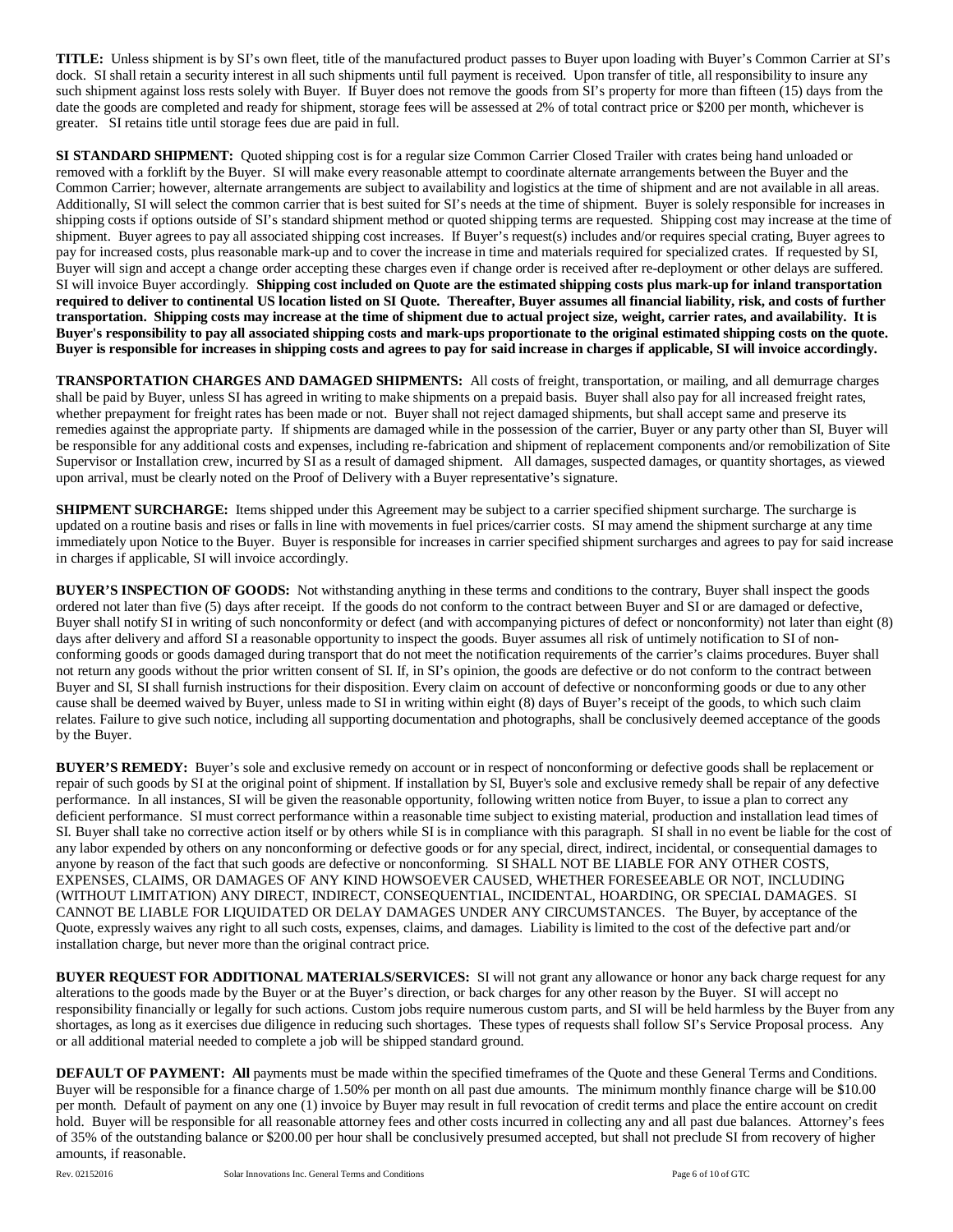**TITLE:** Unless shipment is by SI's own fleet, title of the manufactured product passes to Buyer upon loading with Buyer's Common Carrier at SI's dock. SI shall retain a security interest in all such shipments until full payment is received. Upon transfer of title, all responsibility to insure any such shipment against loss rests solely with Buyer. If Buyer does not remove the goods from SI's property for more than fifteen (15) days from the date the goods are completed and ready for shipment, storage fees will be assessed at 2% of total contract price or $200 per month, whichever is greater. SI retains title until storage fees due are paid in full.

**SI STANDARD SHIPMENT:** Quoted shipping cost is for a regular size Common Carrier Closed Trailer with crates being hand unloaded or removed with a forklift by the Buyer. SI will make every reasonable attempt to coordinate alternate arrangements between the Buyer and the Common Carrier; however, alternate arrangements are subject to availability and logistics at the time of shipment and are not available in all areas. Additionally, SI will select the common carrier that is best suited for SI's needs at the time of shipment. Buyer is solely responsible for increases in shipping costs if options outside of SI's standard shipment method or quoted shipping terms are requested. Shipping cost may increase at the time of shipment. Buyer agrees to pay all associated shipping cost increases. If Buyer's request(s) includes and/or requires special crating, Buyer agrees to pay for increased costs, plus reasonable mark-up and to cover the increase in time and materials required for specialized crates. If requested by SI, Buyer will sign and accept a change order accepting these charges even if change order is received after re-deployment or other delays are suffered. SI will invoice Buyer accordingly. **Shipping cost included on Quote are the estimated shipping costs plus mark-up for inland transportation required to deliver to continental US location listed on SI Quote. Thereafter, Buyer assumes all financial liability, risk, and costs of further transportation. Shipping costs may increase at the time of shipment due to actual project size, weight, carrier rates, and availability. It is Buyer's responsibility to pay all associated shipping costs and mark-ups proportionate to the original estimated shipping costs on the quote. Buyer is responsible for increases in shipping costs and agrees to pay for said increase in charges if applicable, SI will invoice accordingly.**

**TRANSPORTATION CHARGES AND DAMAGED SHIPMENTS:** All costs of freight, transportation, or mailing, and all demurrage charges shall be paid by Buyer, unless SI has agreed in writing to make shipments on a prepaid basis. Buyer shall also pay for all increased freight rates, whether prepayment for freight rates has been made or not. Buyer shall not reject damaged shipments, but shall accept same and preserve its remedies against the appropriate party. If shipments are damaged while in the possession of the carrier, Buyer or any party other than SI, Buyer will be responsible for any additional costs and expenses, including re-fabrication and shipment of replacement components and/or remobilization of Site Supervisor or Installation crew, incurred by SI as a result of damaged shipment. All damages, suspected damages, or quantity shortages, as viewed upon arrival, must be clearly noted on the Proof of Delivery with a Buyer representative's signature.

**SHIPMENT SURCHARGE:** Items shipped under this Agreement may be subject to a carrier specified shipment surcharge. The surcharge is updated on a routine basis and rises or falls in line with movements in fuel prices/carrier costs. SI may amend the shipment surcharge at any time immediately upon Notice to the Buyer. Buyer is responsible for increases in carrier specified shipment surcharges and agrees to pay for said increase in charges if applicable, SI will invoice accordingly.

**BUYER'S INSPECTION OF GOODS:** Not withstanding anything in these terms and conditions to the contrary, Buyer shall inspect the goods ordered not later than five (5) days after receipt. If the goods do not conform to the contract between Buyer and SI or are damaged or defective, Buyer shall notify SI in writing of such nonconformity or defect (and with accompanying pictures of defect or nonconformity) not later than eight (8) days after delivery and afford SI a reasonable opportunity to inspect the goods. Buyer assumes all risk of untimely notification to SI of non-conforming goods or goods damaged during transport that do not meet the notification requirements of the carrier's claims procedures. Buyer shall not return any goods without the prior written consent of SI. If, in SI's opinion, the goods are defective or do not conform to the contract between Buyer and SI, SI shall furnish instructions for their disposition. Every claim on account of defective or nonconforming goods or due to any other cause shall be deemed waived by Buyer, unless made to SI in writing within eight (8) days of Buyer's receipt of the goods, to which such claim relates. Failure to give such notice, including all supporting documentation and photographs, shall be conclusively deemed acceptance of the goods by the Buyer.

**BUYER'S REMEDY:** Buyer's sole and exclusive remedy on account or in respect of nonconforming or defective goods shall be replacement or repair of such goods by SI at the original point of shipment. If installation by SI, Buyer's sole and exclusive remedy shall be repair of any defective performance. In all instances, SI will be given the reasonable opportunity, following written notice from Buyer, to issue a plan to correct any deficient performance. SI must correct performance within a reasonable time subject to existing material, production and installation lead times of SI. Buyer shall take no corrective action itself or by others while SI is in compliance with this paragraph. SI shall in no event be liable for the cost of any labor expended by others on any nonconforming or defective goods or for any special, direct, indirect, incidental, or consequential damages to anyone by reason of the fact that such goods are defective or nonconforming. SI SHALL NOT BE LIABLE FOR ANY OTHER COSTS, EXPENSES, CLAIMS, OR DAMAGES OF ANY KIND HOWSOEVER CAUSED, WHETHER FORESEEABLE OR NOT, INCLUDING (WITHOUT LIMITATION) ANY DIRECT, INDIRECT, CONSEQUENTIAL, INCIDENTAL, HOARDING, OR SPECIAL DAMAGES. SI CANNOT BE LIABLE FOR LIQUIDATED OR DELAY DAMAGES UNDER ANY CIRCUMSTANCES. The Buyer, by acceptance of the Quote, expressly waives any right to all such costs, expenses, claims, and damages. Liability is limited to the cost of the defective part and/or installation charge, but never more than the original contract price.

**BUYER REQUEST FOR ADDITIONAL MATERIALS/SERVICES:** SI will not grant any allowance or honor any back charge request for any alterations to the goods made by the Buyer or at the Buyer's direction, or back charges for any other reason by the Buyer. SI will accept no responsibility financially or legally for such actions. Custom jobs require numerous custom parts, and SI will be held harmless by the Buyer from any shortages, as long as it exercises due diligence in reducing such shortages. These types of requests shall follow SI's Service Proposal process. Any or all additional material needed to complete a job will be shipped standard ground.

**DEFAULT OF PAYMENT: All** payments must be made within the specified timeframes of the Quote and these General Terms and Conditions. Buyer will be responsible for a finance charge of 1.50% per month on all past due amounts. The minimum monthly finance charge will be $10.00 per month. Default of payment on any one (1) invoice by Buyer may result in full revocation of credit terms and place the entire account on credit hold. Buyer will be responsible for all reasonable attorney fees and other costs incurred in collecting any and all past due balances. Attorney's fees of 35% of the outstanding balance or $200.00 per hour shall be conclusively presumed accepted, but shall not preclude SI from recovery of higher amounts, if reasonable.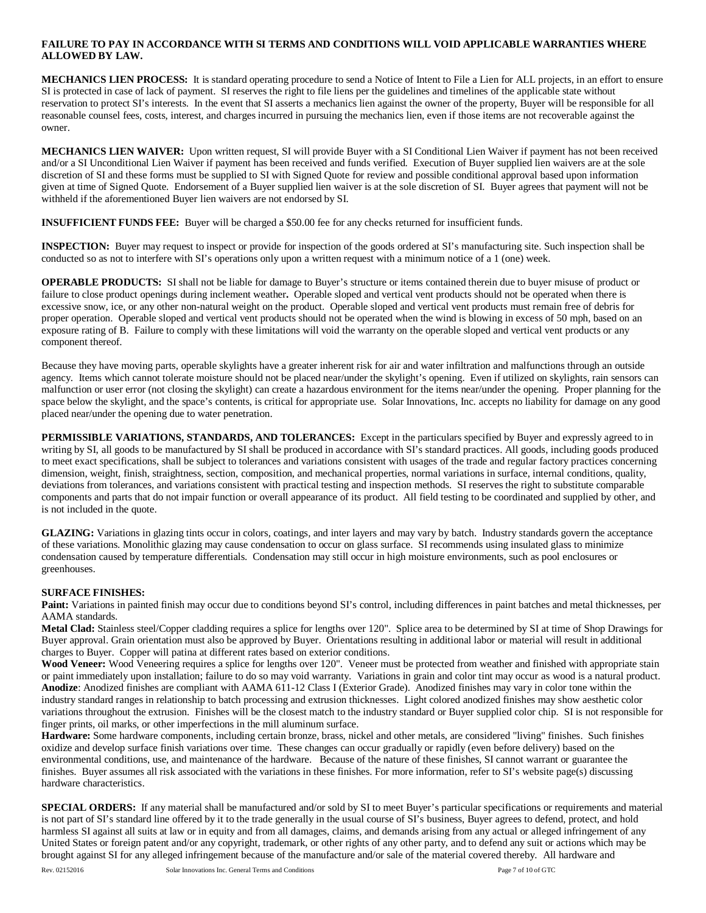**FAILURE TO PAY IN ACCORDANCE WITH SI TERMS AND CONDITIONS WILL VOID APPLICABLE WARRANTIES WHERE ALLOWED BY LAW.**

**MECHANICS LIEN PROCESS:** It is standard operating procedure to send a Notice of Intent to File a Lien for ALL projects, in an effort to ensure SI is protected in case of lack of payment. SI reserves the right to file liens per the guidelines and timelines of the applicable state without reservation to protect SI's interests. In the event that SI asserts a mechanics lien against the owner of the property, Buyer will be responsible for all reasonable counsel fees, costs, interest, and charges incurred in pursuing the mechanics lien, even if those items are not recoverable against the owner.

**MECHANICS LIEN WAIVER:** Upon written request, SI will provide Buyer with a SI Conditional Lien Waiver if payment has not been received and/or a SI Unconditional Lien Waiver if payment has been received and funds verified. Execution of Buyer supplied lien waivers are at the sole discretion of SI and these forms must be supplied to SI with Signed Quote for review and possible conditional approval based upon information given at time of Signed Quote. Endorsement of a Buyer supplied lien waiver is at the sole discretion of SI. Buyer agrees that payment will not be withheld if the aforementioned Buyer lien waivers are not endorsed by SI.

**INSUFFICIENT FUNDS FEE:** Buyer will be charged a $50.00 fee for any checks returned for insufficient funds.

**INSPECTION:** Buyer may request to inspect or provide for inspection of the goods ordered at SI's manufacturing site. Such inspection shall be conducted so as not to interfere with SI's operations only upon a written request with a minimum notice of a 1 (one) week.

**OPERABLE PRODUCTS:** SI shall not be liable for damage to Buyer's structure or items contained therein due to buyer misuse of product or failure to close product openings during inclement weather**.** Operable sloped and vertical vent products should not be operated when there is excessive snow, ice, or any other non-natural weight on the product. Operable sloped and vertical vent products must remain free of debris for proper operation. Operable sloped and vertical vent products should not be operated when the wind is blowing in excess of 50 mph, based on an exposure rating of B. Failure to comply with these limitations will void the warranty on the operable sloped and vertical vent products or any component thereof.

Because they have moving parts, operable skylights have a greater inherent risk for air and water infiltration and malfunctions through an outside agency. Items which cannot tolerate moisture should not be placed near/under the skylight's opening. Even if utilized on skylights, rain sensors can malfunction or user error (not closing the skylight) can create a hazardous environment for the items near/under the opening. Proper planning for the space below the skylight, and the space's contents, is critical for appropriate use. Solar Innovations, Inc. accepts no liability for damage on any good placed near/under the opening due to water penetration.

**PERMISSIBLE VARIATIONS, STANDARDS, AND TOLERANCES:** Except in the particulars specified by Buyer and expressly agreed to in writing by SI, all goods to be manufactured by SI shall be produced in accordance with SI's standard practices. All goods, including goods produced to meet exact specifications, shall be subject to tolerances and variations consistent with usages of the trade and regular factory practices concerning dimension, weight, finish, straightness, section, composition, and mechanical properties, normal variations in surface, internal conditions, quality, deviations from tolerances, and variations consistent with practical testing and inspection methods. SI reserves the right to substitute comparable components and parts that do not impair function or overall appearance of its product. All field testing to be coordinated and supplied by other, and is not included in the quote.

**GLAZING:** Variations in glazing tints occur in colors, coatings, and inter layers and may vary by batch. Industry standards govern the acceptance of these variations. Monolithic glazing may cause condensation to occur on glass surface. SI recommends using insulated glass to minimize condensation caused by temperature differentials. Condensation may still occur in high moisture environments, such as pool enclosures or greenhouses.

**SURFACE FINISHES:**

**Paint:** Variations in painted finish may occur due to conditions beyond SI's control, including differences in paint batches and metal thicknesses, per AAMA standards.

**Metal Clad:** Stainless steel/Copper cladding requires a splice for lengths over 120". Splice area to be determined by SI at time of Shop Drawings for Buyer approval. Grain orientation must also be approved by Buyer. Orientations resulting in additional labor or material will result in additional charges to Buyer. Copper will patina at different rates based on exterior conditions.

**Wood Veneer:** Wood Veneering requires a splice for lengths over 120". Veneer must be protected from weather and finished with appropriate stain or paint immediately upon installation; failure to do so may void warranty. Variations in grain and color tint may occur as wood is a natural product.

**Anodize**: Anodized finishes are compliant with AAMA 611-12 Class I (Exterior Grade). Anodized finishes may vary in color tone within the industry standard ranges in relationship to batch processing and extrusion thicknesses. Light colored anodized finishes may show aesthetic color variations throughout the extrusion. Finishes will be the closest match to the industry standard or Buyer supplied color chip. SI is not responsible for finger prints, oil marks, or other imperfections in the mill aluminum surface.

**Hardware:** Some hardware components, including certain bronze, brass, nickel and other metals, are considered "living" finishes. Such finishes oxidize and develop surface finish variations over time. These changes can occur gradually or rapidly (even before delivery) based on the environmental conditions, use, and maintenance of the hardware. Because of the nature of these finishes, SI cannot warrant or guarantee the finishes. Buyer assumes all risk associated with the variations in these finishes. For more information, refer to SI's website page(s) discussing hardware characteristics.

**SPECIAL ORDERS:** If any material shall be manufactured and/or sold by SI to meet Buyer's particular specifications or requirements and material is not part of SI's standard line offered by it to the trade generally in the usual course of SI's business, Buyer agrees to defend, protect, and hold harmless SI against all suits at law or in equity and from all damages, claims, and demands arising from any actual or alleged infringement of any United States or foreign patent and/or any copyright, trademark, or other rights of any other party, and to defend any suit or actions which may be brought against SI for any alleged infringement because of the manufacture and/or sale of the material covered thereby. All hardware and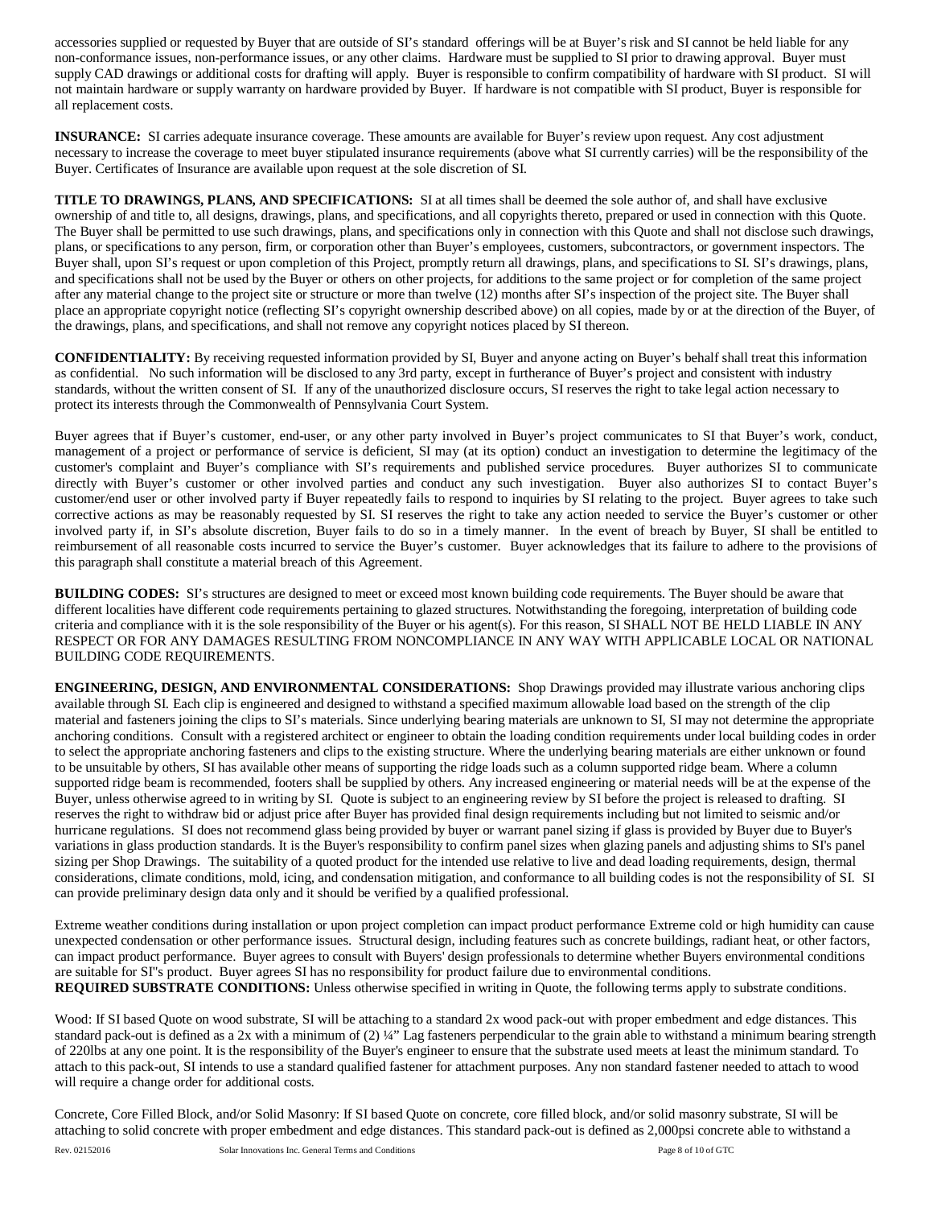accessories supplied or requested by Buyer that are outside of SI's standard offerings will be at Buyer's risk and SI cannot be held liable for any non-conformance issues, non-performance issues, or any other claims. Hardware must be supplied to SI prior to drawing approval. Buyer must supply CAD drawings or additional costs for drafting will apply. Buyer is responsible to confirm compatibility of hardware with SI product. SI will not maintain hardware or supply warranty on hardware provided by Buyer. If hardware is not compatible with SI product, Buyer is responsible for all replacement costs.

**INSURANCE:** SI carries adequate insurance coverage. These amounts are available for Buyer's review upon request. Any cost adjustment necessary to increase the coverage to meet buyer stipulated insurance requirements (above what SI currently carries) will be the responsibility of the Buyer. Certificates of Insurance are available upon request at the sole discretion of SI.

**TITLE TO DRAWINGS, PLANS, AND SPECIFICATIONS:** SI at all times shall be deemed the sole author of, and shall have exclusive ownership of and title to, all designs, drawings, plans, and specifications, and all copyrights thereto, prepared or used in connection with this Quote. The Buyer shall be permitted to use such drawings, plans, and specifications only in connection with this Quote and shall not disclose such drawings, plans, or specifications to any person, firm, or corporation other than Buyer's employees, customers, subcontractors, or government inspectors. The Buyer shall, upon SI's request or upon completion of this Project, promptly return all drawings, plans, and specifications to SI. SI's drawings, plans, and specifications shall not be used by the Buyer or others on other projects, for additions to the same project or for completion of the same project after any material change to the project site or structure or more than twelve (12) months after SI's inspection of the project site. The Buyer shall place an appropriate copyright notice (reflecting SI's copyright ownership described above) on all copies, made by or at the direction of the Buyer, of the drawings, plans, and specifications, and shall not remove any copyright notices placed by SI thereon.

**CONFIDENTIALITY:** By receiving requested information provided by SI, Buyer and anyone acting on Buyer's behalf shall treat this information as confidential. No such information will be disclosed to any 3rd party, except in furtherance of Buyer's project and consistent with industry standards, without the written consent of SI. If any of the unauthorized disclosure occurs, SI reserves the right to take legal action necessary to protect its interests through the Commonwealth of Pennsylvania Court System.

Buyer agrees that if Buyer's customer, end-user, or any other party involved in Buyer's project communicates to SI that Buyer's work, conduct, management of a project or performance of service is deficient, SI may (at its option) conduct an investigation to determine the legitimacy of the customer's complaint and Buyer's compliance with SI's requirements and published service procedures. Buyer authorizes SI to communicate directly with Buyer's customer or other involved parties and conduct any such investigation. Buyer also authorizes SI to contact Buyer's customer/end user or other involved party if Buyer repeatedly fails to respond to inquiries by SI relating to the project. Buyer agrees to take such corrective actions as may be reasonably requested by SI. SI reserves the right to take any action needed to service the Buyer's customer or other involved party if, in SI's absolute discretion, Buyer fails to do so in a timely manner. In the event of breach by Buyer, SI shall be entitled to reimbursement of all reasonable costs incurred to service the Buyer's customer. Buyer acknowledges that its failure to adhere to the provisions of this paragraph shall constitute a material breach of this Agreement.

**BUILDING CODES:** SI's structures are designed to meet or exceed most known building code requirements. The Buyer should be aware that different localities have different code requirements pertaining to glazed structures. Notwithstanding the foregoing, interpretation of building code criteria and compliance with it is the sole responsibility of the Buyer or his agent(s). For this reason, SI SHALL NOT BE HELD LIABLE IN ANY RESPECT OR FOR ANY DAMAGES RESULTING FROM NONCOMPLIANCE IN ANY WAY WITH APPLICABLE LOCAL OR NATIONAL BUILDING CODE REQUIREMENTS.

**ENGINEERING, DESIGN, AND ENVIRONMENTAL CONSIDERATIONS:** Shop Drawings provided may illustrate various anchoring clips available through SI. Each clip is engineered and designed to withstand a specified maximum allowable load based on the strength of the clip material and fasteners joining the clips to SI's materials. Since underlying bearing materials are unknown to SI, SI may not determine the appropriate anchoring conditions. Consult with a registered architect or engineer to obtain the loading condition requirements under local building codes in order to select the appropriate anchoring fasteners and clips to the existing structure. Where the underlying bearing materials are either unknown or found to be unsuitable by others, SI has available other means of supporting the ridge loads such as a column supported ridge beam. Where a column supported ridge beam is recommended, footers shall be supplied by others. Any increased engineering or material needs will be at the expense of the Buyer, unless otherwise agreed to in writing by SI. Quote is subject to an engineering review by SI before the project is released to drafting. SI reserves the right to withdraw bid or adjust price after Buyer has provided final design requirements including but not limited to seismic and/or hurricane regulations. SI does not recommend glass being provided by buyer or warrant panel sizing if glass is provided by Buyer due to Buyer's variations in glass production standards. It is the Buyer's responsibility to confirm panel sizes when glazing panels and adjusting shims to SI's panel sizing per Shop Drawings. The suitability of a quoted product for the intended use relative to live and dead loading requirements, design, thermal considerations, climate conditions, mold, icing, and condensation mitigation, and conformance to all building codes is not the responsibility of SI. SI can provide preliminary design data only and it should be verified by a qualified professional.

Extreme weather conditions during installation or upon project completion can impact product performance Extreme cold or high humidity can cause unexpected condensation or other performance issues. Structural design, including features such as concrete buildings, radiant heat, or other factors, can impact product performance. Buyer agrees to consult with Buyers' design professionals to determine whether Buyers environmental conditions are suitable for SI"s product. Buyer agrees SI has no responsibility for product failure due to environmental conditions.
**REQUIRED SUBSTRATE CONDITIONS:** Unless otherwise specified in writing in Quote, the following terms apply to substrate conditions.

Wood: If SI based Quote on wood substrate, SI will be attaching to a standard 2x wood pack-out with proper embedment and edge distances. This standard pack-out is defined as a 2x with a minimum of (2) ¼" Lag fasteners perpendicular to the grain able to withstand a minimum bearing strength of 220lbs at any one point. It is the responsibility of the Buyer's engineer to ensure that the substrate used meets at least the minimum standard. To attach to this pack-out, SI intends to use a standard qualified fastener for attachment purposes. Any non standard fastener needed to attach to wood will require a change order for additional costs.

Concrete, Core Filled Block, and/or Solid Masonry: If SI based Quote on concrete, core filled block, and/or solid masonry substrate, SI will be attaching to solid concrete with proper embedment and edge distances. This standard pack-out is defined as 2,000psi concrete able to withstand a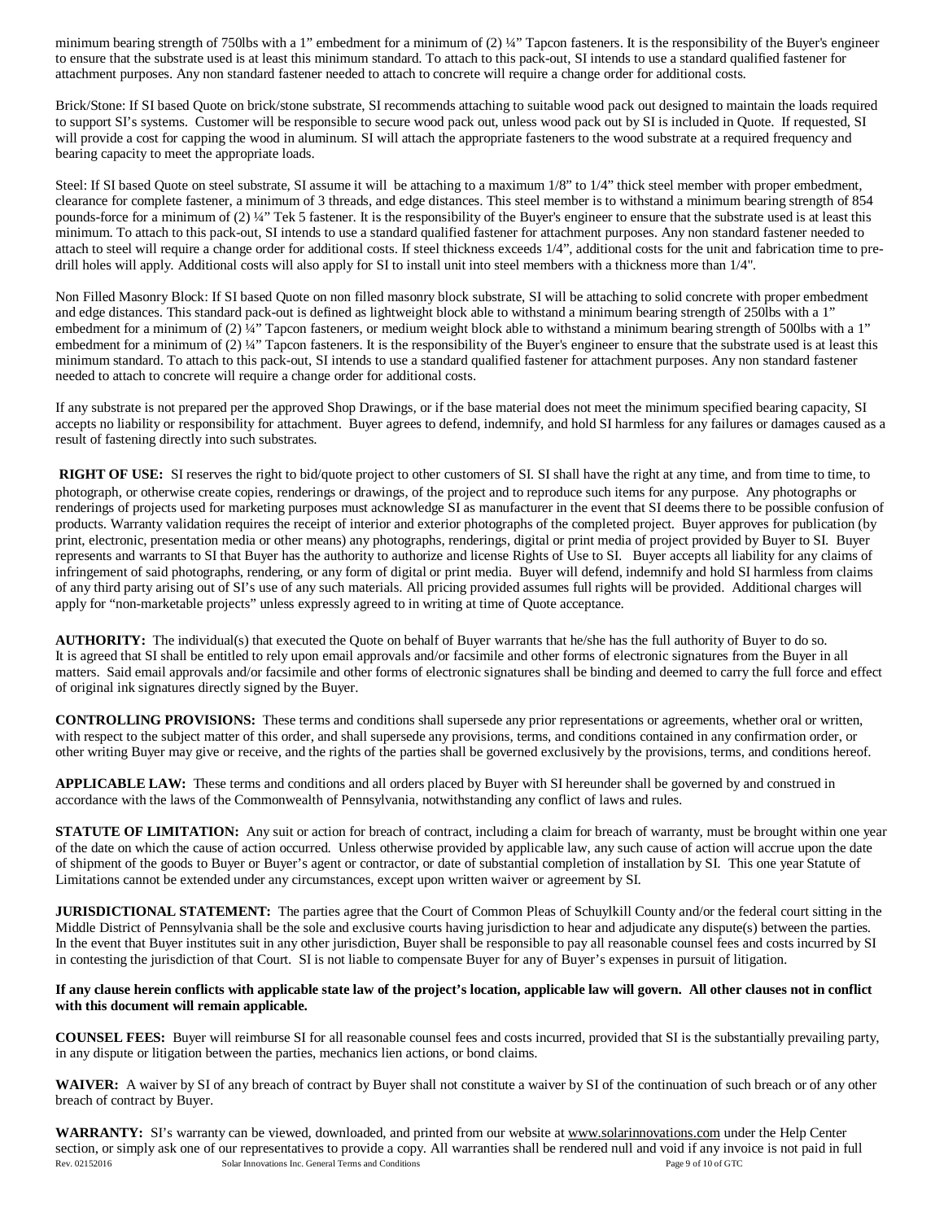minimum bearing strength of 750lbs with a 1" embedment for a minimum of (2) ¼" Tapcon fasteners. It is the responsibility of the Buyer's engineer to ensure that the substrate used is at least this minimum standard. To attach to this pack-out, SI intends to use a standard qualified fastener for attachment purposes. Any non standard fastener needed to attach to concrete will require a change order for additional costs.

Brick/Stone: If SI based Quote on brick/stone substrate, SI recommends attaching to suitable wood pack out designed to maintain the loads required to support SI's systems. Customer will be responsible to secure wood pack out, unless wood pack out by SI is included in Quote. If requested, SI will provide a cost for capping the wood in aluminum. SI will attach the appropriate fasteners to the wood substrate at a required frequency and bearing capacity to meet the appropriate loads.

Steel: If SI based Quote on steel substrate, SI assume it will be attaching to a maximum 1/8" to 1/4" thick steel member with proper embedment, clearance for complete fastener, a minimum of 3 threads, and edge distances. This steel member is to withstand a minimum bearing strength of 854 pounds-force for a minimum of (2) ¼" Tek 5 fastener. It is the responsibility of the Buyer's engineer to ensure that the substrate used is at least this minimum. To attach to this pack-out, SI intends to use a standard qualified fastener for attachment purposes. Any non standard fastener needed to attach to steel will require a change order for additional costs. If steel thickness exceeds 1/4", additional costs for the unit and fabrication time to pre-drill holes will apply. Additional costs will also apply for SI to install unit into steel members with a thickness more than 1/4".

Non Filled Masonry Block: If SI based Quote on non filled masonry block substrate, SI will be attaching to solid concrete with proper embedment and edge distances. This standard pack-out is defined as lightweight block able to withstand a minimum bearing strength of 250lbs with a 1" embedment for a minimum of (2) ¼" Tapcon fasteners, or medium weight block able to withstand a minimum bearing strength of 500lbs with a 1" embedment for a minimum of (2) ¼" Tapcon fasteners. It is the responsibility of the Buyer's engineer to ensure that the substrate used is at least this minimum standard. To attach to this pack-out, SI intends to use a standard qualified fastener for attachment purposes. Any non standard fastener needed to attach to concrete will require a change order for additional costs.

If any substrate is not prepared per the approved Shop Drawings, or if the base material does not meet the minimum specified bearing capacity, SI accepts no liability or responsibility for attachment. Buyer agrees to defend, indemnify, and hold SI harmless for any failures or damages caused as a result of fastening directly into such substrates.

**RIGHT OF USE:** SI reserves the right to bid/quote project to other customers of SI. SI shall have the right at any time, and from time to time, to photograph, or otherwise create copies, renderings or drawings, of the project and to reproduce such items for any purpose. Any photographs or renderings of projects used for marketing purposes must acknowledge SI as manufacturer in the event that SI deems there to be possible confusion of products. Warranty validation requires the receipt of interior and exterior photographs of the completed project. Buyer approves for publication (by print, electronic, presentation media or other means) any photographs, renderings, digital or print media of project provided by Buyer to SI. Buyer represents and warrants to SI that Buyer has the authority to authorize and license Rights of Use to SI. Buyer accepts all liability for any claims of infringement of said photographs, rendering, or any form of digital or print media. Buyer will defend, indemnify and hold SI harmless from claims of any third party arising out of SI's use of any such materials. All pricing provided assumes full rights will be provided. Additional charges will apply for "non-marketable projects" unless expressly agreed to in writing at time of Quote acceptance.

**AUTHORITY:** The individual(s) that executed the Quote on behalf of Buyer warrants that he/she has the full authority of Buyer to do so. It is agreed that SI shall be entitled to rely upon email approvals and/or facsimile and other forms of electronic signatures from the Buyer in all matters. Said email approvals and/or facsimile and other forms of electronic signatures shall be binding and deemed to carry the full force and effect of original ink signatures directly signed by the Buyer.

**CONTROLLING PROVISIONS:** These terms and conditions shall supersede any prior representations or agreements, whether oral or written, with respect to the subject matter of this order, and shall supersede any provisions, terms, and conditions contained in any confirmation order, or other writing Buyer may give or receive, and the rights of the parties shall be governed exclusively by the provisions, terms, and conditions hereof.

**APPLICABLE LAW:** These terms and conditions and all orders placed by Buyer with SI hereunder shall be governed by and construed in accordance with the laws of the Commonwealth of Pennsylvania, notwithstanding any conflict of laws and rules.

**STATUTE OF LIMITATION:** Any suit or action for breach of contract, including a claim for breach of warranty, must be brought within one year of the date on which the cause of action occurred. Unless otherwise provided by applicable law, any such cause of action will accrue upon the date of shipment of the goods to Buyer or Buyer's agent or contractor, or date of substantial completion of installation by SI. This one year Statute of Limitations cannot be extended under any circumstances, except upon written waiver or agreement by SI.

**JURISDICTIONAL STATEMENT:** The parties agree that the Court of Common Pleas of Schuylkill County and/or the federal court sitting in the Middle District of Pennsylvania shall be the sole and exclusive courts having jurisdiction to hear and adjudicate any dispute(s) between the parties. In the event that Buyer institutes suit in any other jurisdiction, Buyer shall be responsible to pay all reasonable counsel fees and costs incurred by SI in contesting the jurisdiction of that Court. SI is not liable to compensate Buyer for any of Buyer's expenses in pursuit of litigation.

**If any clause herein conflicts with applicable state law of the project's location, applicable law will govern. All other clauses not in conflict with this document will remain applicable.**

**COUNSEL FEES:** Buyer will reimburse SI for all reasonable counsel fees and costs incurred, provided that SI is the substantially prevailing party, in any dispute or litigation between the parties, mechanics lien actions, or bond claims.

**WAIVER:** A waiver by SI of any breach of contract by Buyer shall not constitute a waiver by SI of the continuation of such breach or of any other breach of contract by Buyer.

**WARRANTY:** SI's warranty can be viewed, downloaded, and printed from our website at www.solarinnovations.com under the Help Center section, or simply ask one of our representatives to provide a copy. All warranties shall be rendered null and void if any invoice is not paid in full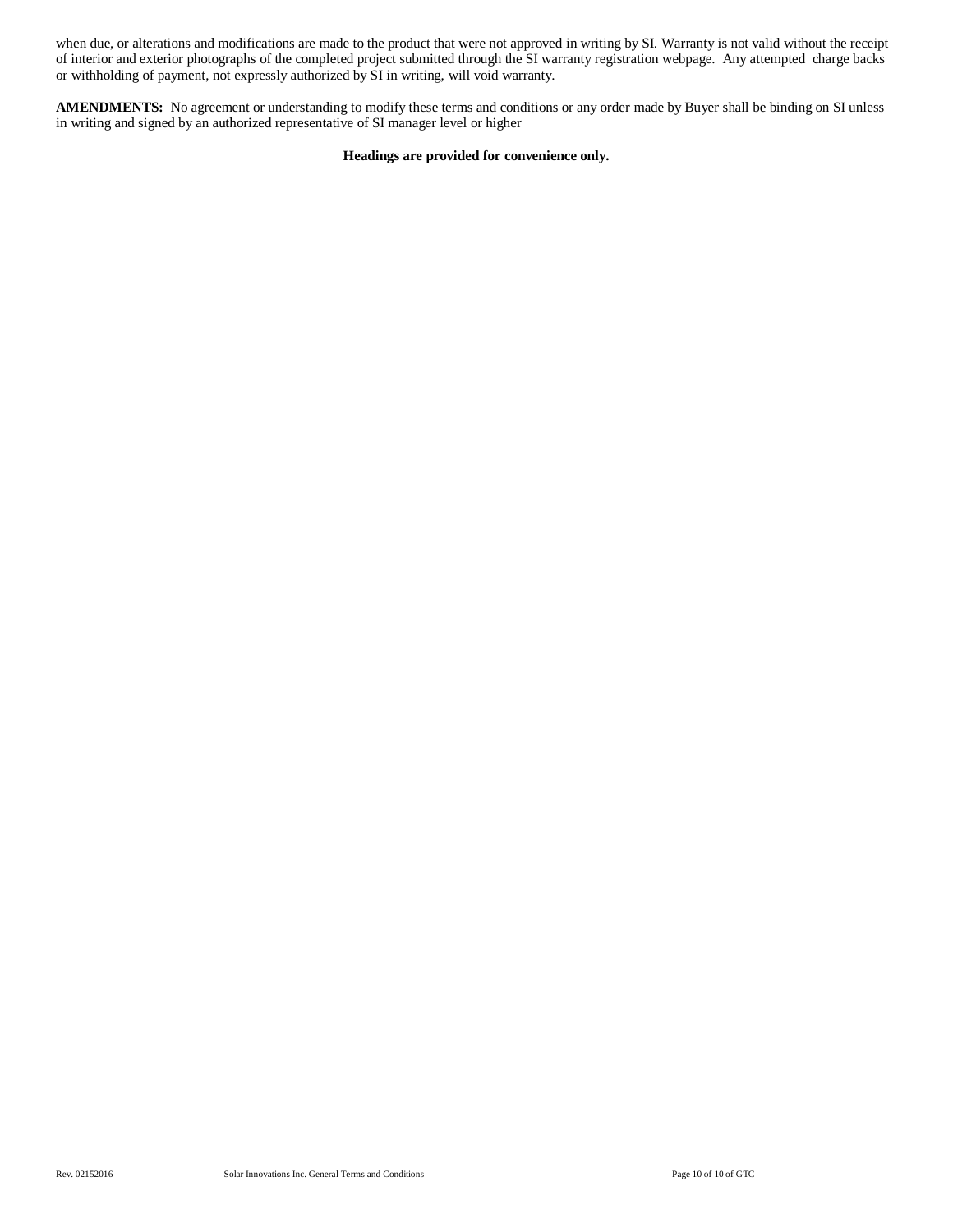when due, or alterations and modifications are made to the product that were not approved in writing by SI. Warranty is not valid without the receipt of interior and exterior photographs of the completed project submitted through the SI warranty registration webpage. Any attempted charge backs or withholding of payment, not expressly authorized by SI in writing, will void warranty.

**AMENDMENTS:** No agreement or understanding to modify these terms and conditions or any order made by Buyer shall be binding on SI unless in writing and signed by an authorized representative of SI manager level or higher

**Headings are provided for convenience only.**